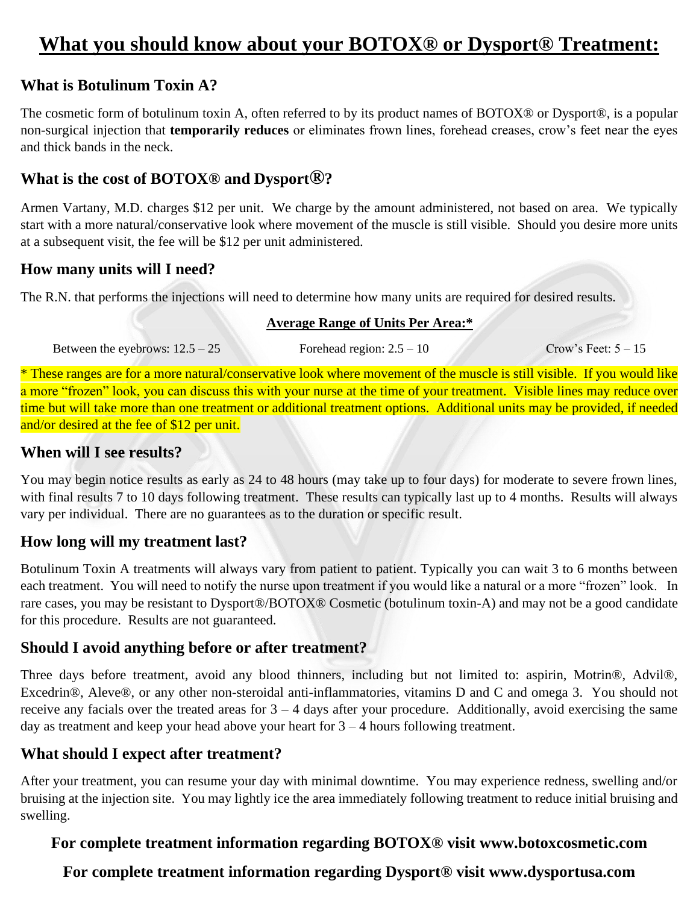# What you should know about your BOTOX® or Dysport® Treatment:

## What is Botulinum Toxin A?

The cosmetic form of botulinum toxin A, often referred to by its product names of BOTOX® or Dysport®, is a popular non-surgical injection that **temporarily reduces** or eliminates frown lines, forehead creases, crow's feet near the eyes and thick bands in the neck.

## What is the cost of BOTOX® and Dysport®?

Armen Vartany, M.D. charges $12 per unit. We charge by the amount administered, not based on area. We typically start with a more natural/conservative look where movement of the muscle is still visible. Should you desire more units at a subsequent visit, the fee will be $12 per unit administered.

## How many units will I need?

The R.N. that performs the injections will need to determine how many units are required for desired results.

**Average Range of Units Per Area:***

| Between the eyebrows: 12.5 – 25 | Forehead region: 2.5 – 10 | Crow's Feet: 5 – 15 |
|---|---|---|

* These ranges are for a more natural/conservative look where movement of the muscle is still visible. If you would like a more "frozen" look, you can discuss this with your nurse at the time of your treatment. Visible lines may reduce over time but will take more than one treatment or additional treatment options. Additional units may be provided, if needed and/or desired at the fee of $12 per unit.

## When will I see results?

You may begin notice results as early as 24 to 48 hours (may take up to four days) for moderate to severe frown lines, with final results 7 to 10 days following treatment. These results can typically last up to 4 months. Results will always vary per individual. There are no guarantees as to the duration or specific result.

## How long will my treatment last?

Botulinum Toxin A treatments will always vary from patient to patient. Typically you can wait 3 to 6 months between each treatment. You will need to notify the nurse upon treatment if you would like a natural or a more "frozen" look. In rare cases, you may be resistant to Dysport®/BOTOX® Cosmetic (botulinum toxin-A) and may not be a good candidate for this procedure. Results are not guaranteed.

## Should I avoid anything before or after treatment?

Three days before treatment, avoid any blood thinners, including but not limited to: aspirin, Motrin®, Advil®, Excedrin®, Aleve®, or any other non-steroidal anti-inflammatories, vitamins D and C and omega 3. You should not receive any facials over the treated areas for 3 – 4 days after your procedure. Additionally, avoid exercising the same day as treatment and keep your head above your heart for 3 – 4 hours following treatment.

## What should I expect after treatment?

After your treatment, you can resume your day with minimal downtime. You may experience redness, swelling and/or bruising at the injection site. You may lightly ice the area immediately following treatment to reduce initial bruising and swelling.

**For complete treatment information regarding BOTOX® visit www.botoxcosmetic.com**

**For complete treatment information regarding Dysport® visit www.dysportusa.com**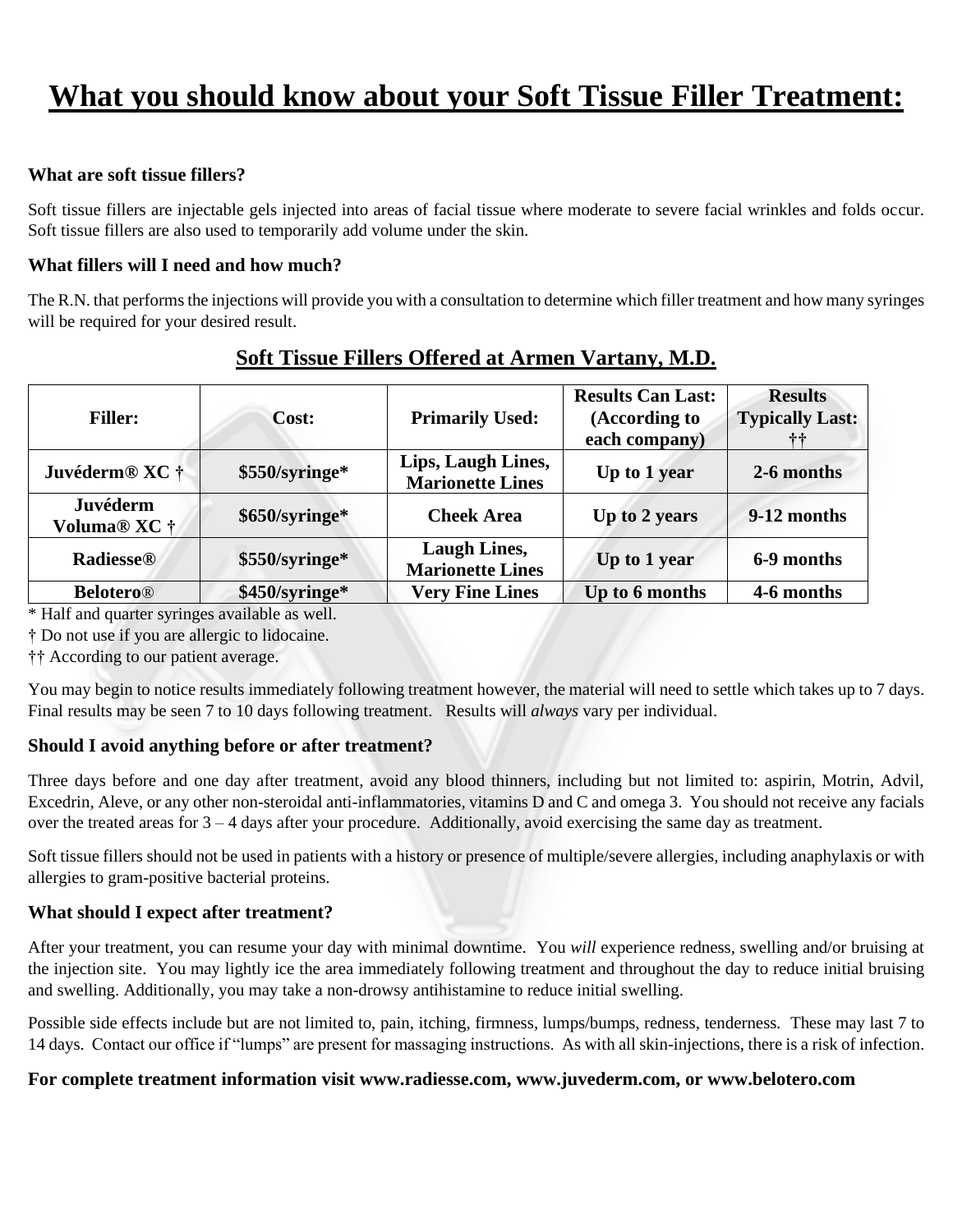# What you should know about your Soft Tissue Filler Treatment:

### What are soft tissue fillers?

Soft tissue fillers are injectable gels injected into areas of facial tissue where moderate to severe facial wrinkles and folds occur. Soft tissue fillers are also used to temporarily add volume under the skin.

### What fillers will I need and how much?

The R.N. that performs the injections will provide you with a consultation to determine which filler treatment and how many syringes will be required for your desired result.

## Soft Tissue Fillers Offered at Armen Vartany, M.D.

| Filler: | Cost: | Primarily Used: | Results Can Last: (According to each company) | Results Typically Last: †† |
|---|---|---|---|---|
| Juvéderm® XC † | $550/syringe* | Lips, Laugh Lines, Marionette Lines | Up to 1 year | 2-6 months |
| Juvéderm Voluma® XC † | $650/syringe* | Cheek Area | Up to 2 years | 9-12 months |
| Radiesse® | $550/syringe* | Laugh Lines, Marionette Lines | Up to 1 year | 6-9 months |
| Belotero® | $450/syringe* | Very Fine Lines | Up to 6 months | 4-6 months |

\* Half and quarter syringes available as well.

† Do not use if you are allergic to lidocaine.

†† According to our patient average.

You may begin to notice results immediately following treatment however, the material will need to settle which takes up to 7 days. Final results may be seen 7 to 10 days following treatment. Results will *always* vary per individual.

### Should I avoid anything before or after treatment?

Three days before and one day after treatment, avoid any blood thinners, including but not limited to: aspirin, Motrin, Advil, Excedrin, Aleve, or any other non-steroidal anti-inflammatories, vitamins D and C and omega 3. You should not receive any facials over the treated areas for 3 – 4 days after your procedure. Additionally, avoid exercising the same day as treatment.

Soft tissue fillers should not be used in patients with a history or presence of multiple/severe allergies, including anaphylaxis or with allergies to gram-positive bacterial proteins.

### What should I expect after treatment?

After your treatment, you can resume your day with minimal downtime. You *will* experience redness, swelling and/or bruising at the injection site. You may lightly ice the area immediately following treatment and throughout the day to reduce initial bruising and swelling. Additionally, you may take a non-drowsy antihistamine to reduce initial swelling.

Possible side effects include but are not limited to, pain, itching, firmness, lumps/bumps, redness, tenderness. These may last 7 to 14 days. Contact our office if "lumps" are present for massaging instructions. As with all skin-injections, there is a risk of infection.

**For complete treatment information visit www.radiesse.com, www.juvederm.com, or www.belotero.com**